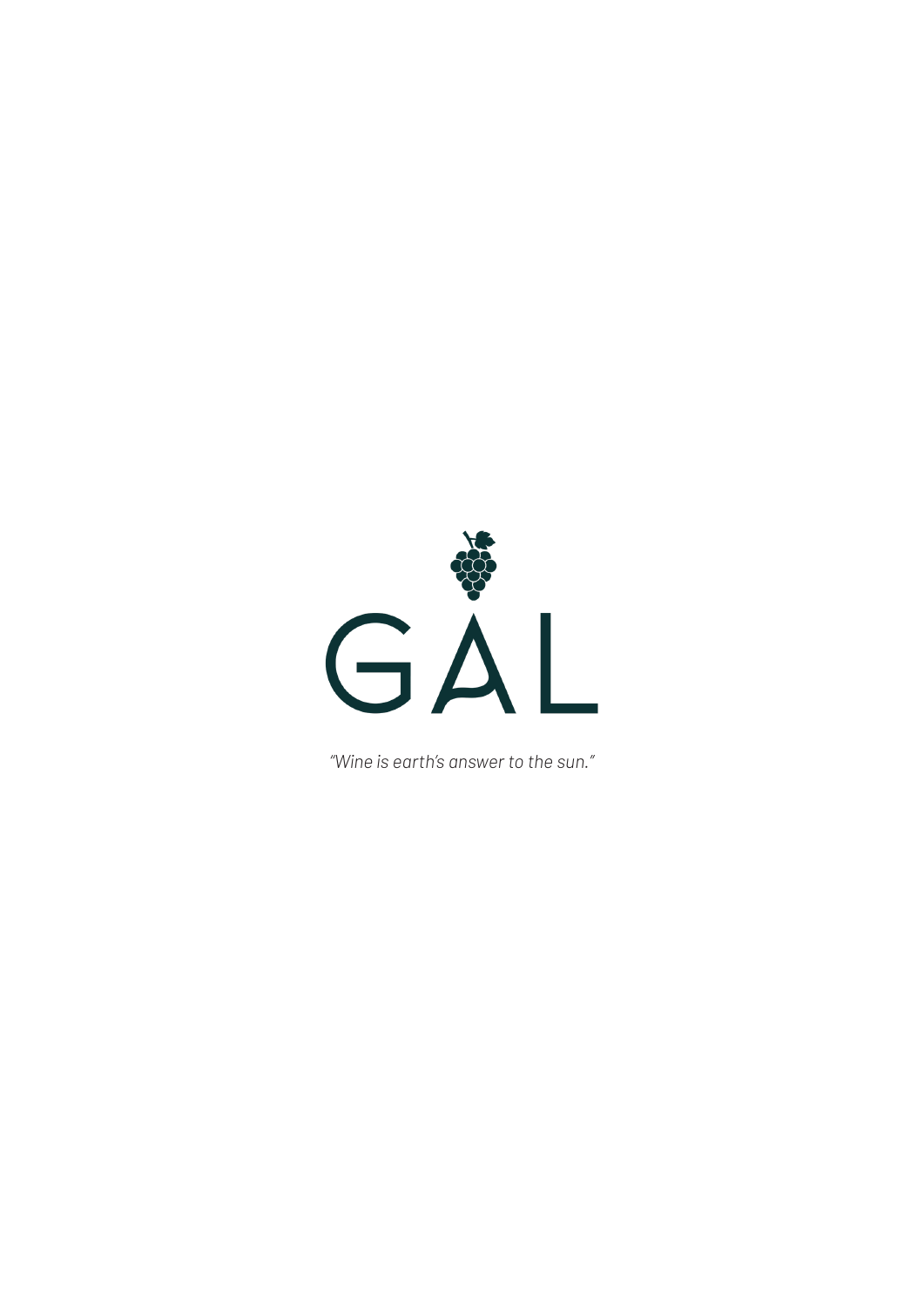# GAL

*"Wine is earth's answer to the sun."*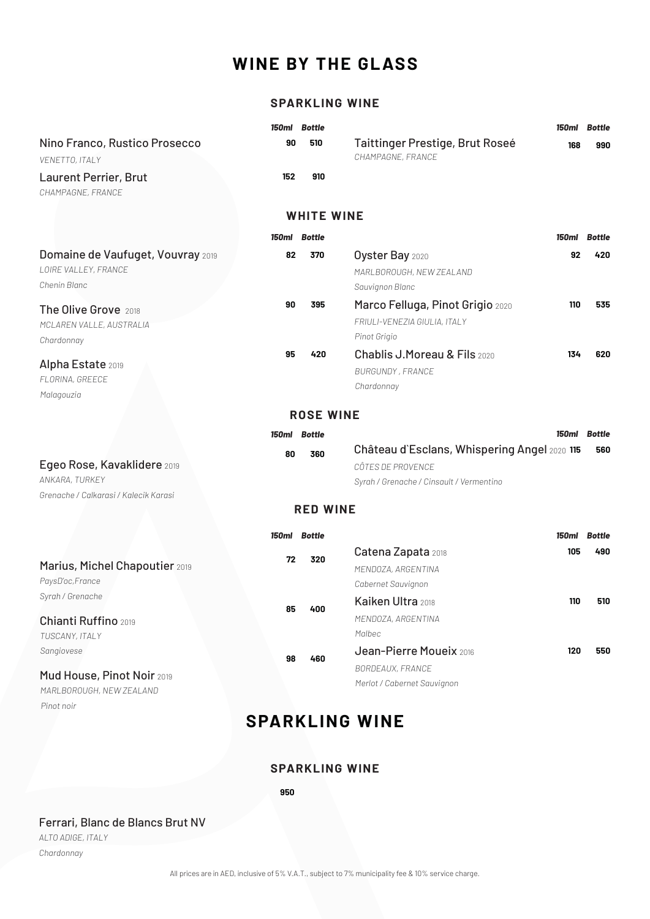# WINE BY THE GLASS

## SPARKLING WINE

| Wine | 150ml | Bottle |
|---|---|---|
| Nino Franco, Rustico Prosecco<br>*VENETTO, ITALY* | 90 | 510 |
| Laurent Perrier, Brut<br>*CHAMPAGNE, FRANCE* | 152 | 910 |
| Taittinger Prestige, Brut Roseé<br>*CHAMPAGNE, FRANCE* | 168 | 990 |

## WHITE WINE

| Wine | 150ml | Bottle |
|---|---|---|
| Domaine de Vaufuget, Vouvray 2019<br>*LOIRE VALLEY, FRANCE*<br>*Chenin Blanc* | 82 | 370 |
| The Olive Grove 2018<br>*MCLAREN VALLE, AUSTRALIA*<br>*Chardonnay* | 90 | 395 |
| Alpha Estate 2019<br>*FLORINA, GREECE*<br>*Malagouzia* | 95 | 420 |
| Oyster Bay 2020<br>*MARLBOROUGH, NEW ZEALAND*<br>*Sauvignon Blanc* | 92 | 420 |
| Marco Felluga, Pinot Grigio 2020<br>*FRIULI-VENEZIA GIULIA, ITALY*<br>*Pinot Grigio* | 110 | 535 |
| Chablis J.Moreau & Fils 2020<br>*BURGUNDY , FRANCE*<br>*Chardonnay* | 134 | 620 |

## ROSE WINE

| Wine | 150ml | Bottle |
|---|---|---|
| Egeo Rose, Kavaklidere 2019<br>*ANKARA, TURKEY*<br>*Grenache / Calkarasi / Kalecik Karasi* | 80 | 360 |
| Château d`Esclans, Whispering Angel 2020<br>*CÔTES DE PROVENCE*<br>*Syrah / Grenache / Cinsault / Vermentino* | 115 | 560 |

## RED WINE

| Wine | 150ml | Bottle |
|---|---|---|
| Marius, Michel Chapoutier 2019<br>*PaysD'oc,France*<br>*Syrah / Grenache* | 72 | 320 |
| Chianti Ruffino 2019<br>*TUSCANY, ITALY*<br>*Sangiovese* | 85 | 400 |
| Mud House, Pinot Noir 2019<br>*MARLBOROUGH, NEW ZEALAND*<br>*Pinot noir* | 98 | 460 |
| Catena Zapata 2018<br>*MENDOZA, ARGENTINA*<br>*Cabernet Sauvignon* | 105 | 490 |
| Kaiken Ultra 2018<br>*MENDOZA, ARGENTINA*<br>*Malbec* | 110 | 510 |
| Jean-Pierre Moueix 2016<br>*BORDEAUX, FRANCE*<br>*Merlot / Cabernet Sauvignon* | 120 | 550 |

# SPARKLING WINE

## SPARKLING WINE

| Wine | Price |
|---|---|
| Ferrari, Blanc de Blancs Brut NV<br>*ALTO ADIGE, ITALY*<br>*Chardonnay* | 950 |

All prices are in AED, inclusive of 5% V.A.T., subject to 7% municipality fee & 10% service charge.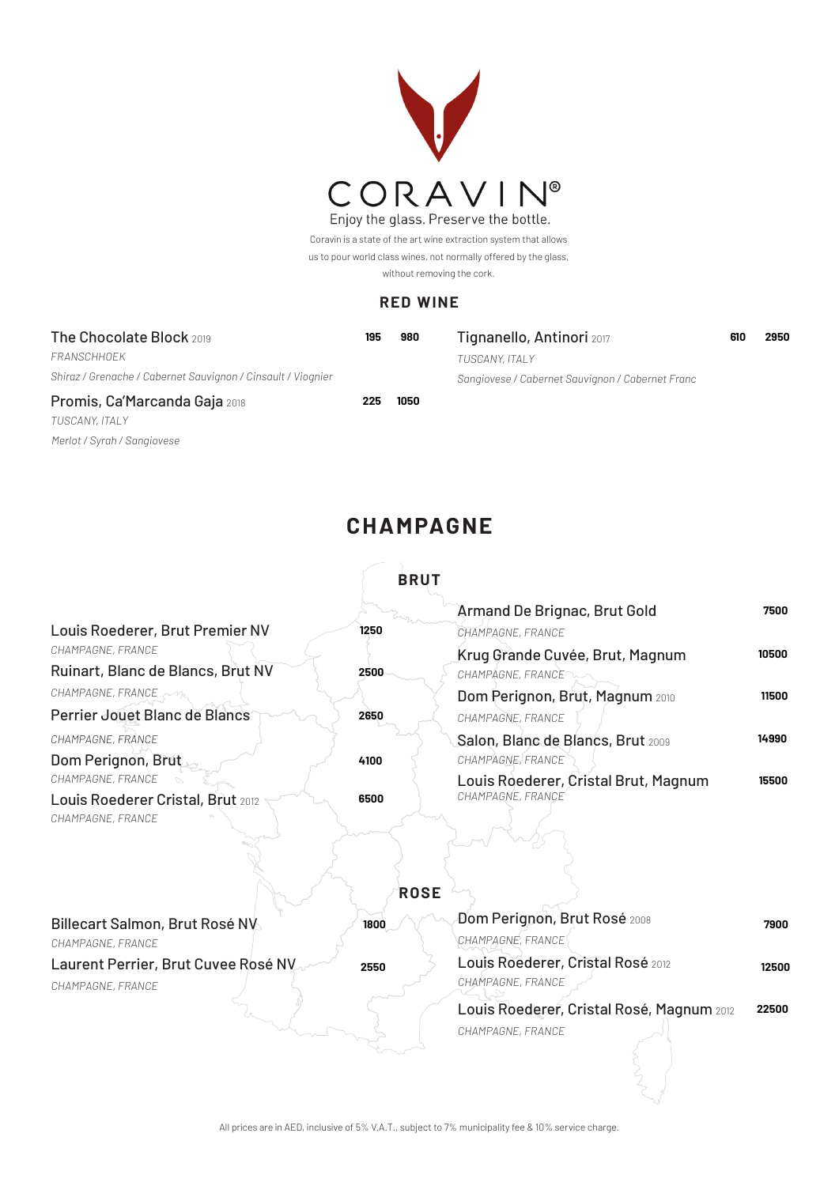# CORAVIN®

Enjoy the glass. Preserve the bottle.

Coravin is a state of the art wine extraction system that allows us to pour world class wines, not normally offered by the glass, without removing the cork.

## RED WINE

**The Chocolate Block** 2019 — 195 | 980
*FRANSCHHOEK*
*Shiraz / Grenache / Cabernet Sauvignon / Cinsault / Viognier*

**Promis, Ca'Marcanda Gaja** 2018 — 225 | 1050
*TUSCANY, ITALY*
*Merlot / Syrah / Sangiovese*

**Tignanello, Antinori** 2017 — 610 | 2950
*TUSCANY, ITALY*
*Sangiovese / Cabernet Sauvignon / Cabernet Franc*

## CHAMPAGNE

### BRUT

**Louis Roederer, Brut Premier NV** — 1250
*CHAMPAGNE, FRANCE*

**Ruinart, Blanc de Blancs, Brut NV** — 2500
*CHAMPAGNE, FRANCE*

**Perrier Jouet Blanc de Blancs** — 2650
*CHAMPAGNE, FRANCE*

**Dom Perignon, Brut** — 4100
*CHAMPAGNE, FRANCE*

**Louis Roederer Cristal, Brut** 2012 — 6500
*CHAMPAGNE, FRANCE*

**Armand De Brignac, Brut Gold** — 7500
*CHAMPAGNE, FRANCE*

**Krug Grande Cuvée, Brut, Magnum** — 10500
*CHAMPAGNE, FRANCE*

**Dom Perignon, Brut, Magnum** 2010 — 11500
*CHAMPAGNE, FRANCE*

**Salon, Blanc de Blancs, Brut** 2009 — 14990
*CHAMPAGNE, FRANCE*

**Louis Roederer, Cristal Brut, Magnum** — 15500
*CHAMPAGNE, FRANCE*

### ROSE

**Billecart Salmon, Brut Rosé NV** — 1800
*CHAMPAGNE, FRANCE*

**Laurent Perrier, Brut Cuvee Rosé NV** — 2550
*CHAMPAGNE, FRANCE*

**Dom Perignon, Brut Rosé** 2008 — 7900
*CHAMPAGNE, FRANCE*

**Louis Roederer, Cristal Rosé** 2012 — 12500
*CHAMPAGNE, FRANCE*

**Louis Roederer, Cristal Rosé, Magnum** 2012 — 22500
*CHAMPAGNE, FRANCE*

All prices are in AED, inclusive of 5% V.A.T., subject to 7% municipality fee & 10% service charge.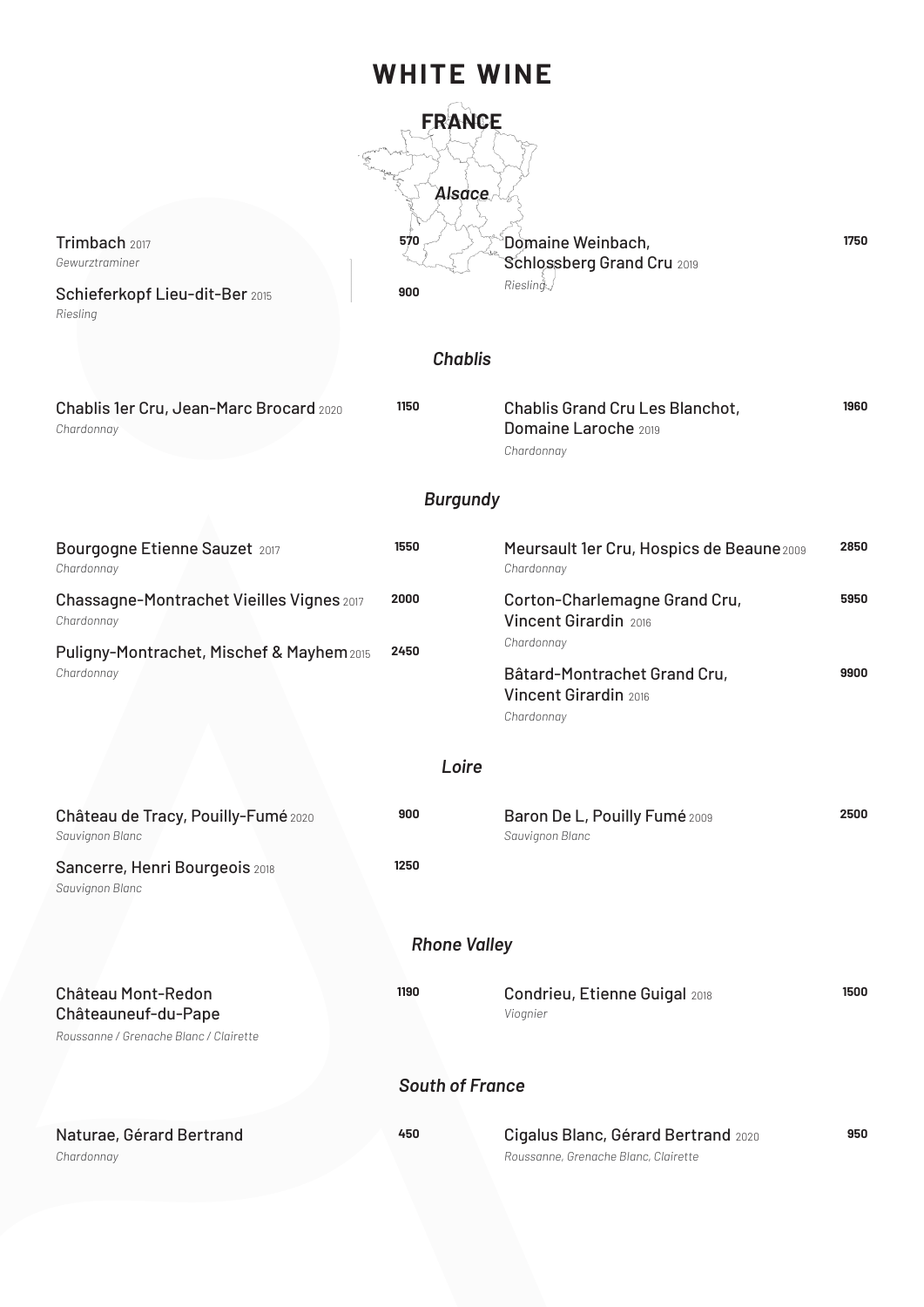# WHITE WINE

## FRANCE

### *Alsace*

Trimbach 2017 — **570**
*Gewurztraminer*

Schieferkopf Lieu-dit-Ber 2015 — **900**
*Riesling*

Domaine Weinbach, Schlossberg Grand Cru 2019 — **1750**
*Riesling*

### *Chablis*

Chablis 1er Cru, Jean-Marc Brocard 2020 — **1150**
*Chardonnay*

Chablis Grand Cru Les Blanchot, Domaine Laroche 2019 — **1960**
*Chardonnay*

### *Burgundy*

Bourgogne Etienne Sauzet 2017 — **1550**
*Chardonnay*

Chassagne-Montrachet Vieilles Vignes 2017 — **2000**
*Chardonnay*

Puligny-Montrachet, Mischef & Mayhem 2015 — **2450**
*Chardonnay*

Meursault 1er Cru, Hospics de Beaune 2009 — **2850**
*Chardonnay*

Corton-Charlemagne Grand Cru, Vincent Girardin 2016 — **5950**
*Chardonnay*

Bâtard-Montrachet Grand Cru, Vincent Girardin 2016 — **9900**
*Chardonnay*

### *Loire*

Château de Tracy, Pouilly-Fumé 2020 — **900**
*Sauvignon Blanc*

Sancerre, Henri Bourgeois 2018 — **1250**
*Sauvignon Blanc*

Baron De L, Pouilly Fumé 2009 — **2500**
*Sauvignon Blanc*

### *Rhone Valley*

Château Mont-Redon Châteauneuf-du-Pape — **1190**
*Roussanne / Grenache Blanc / Clairette*

Condrieu, Etienne Guigal 2018 — **1500**
*Viognier*

### *South of France*

Naturae, Gérard Bertrand — **450**
*Chardonnay*

Cigalus Blanc, Gérard Bertrand 2020 — **950**
*Roussanne, Grenache Blanc, Clairette*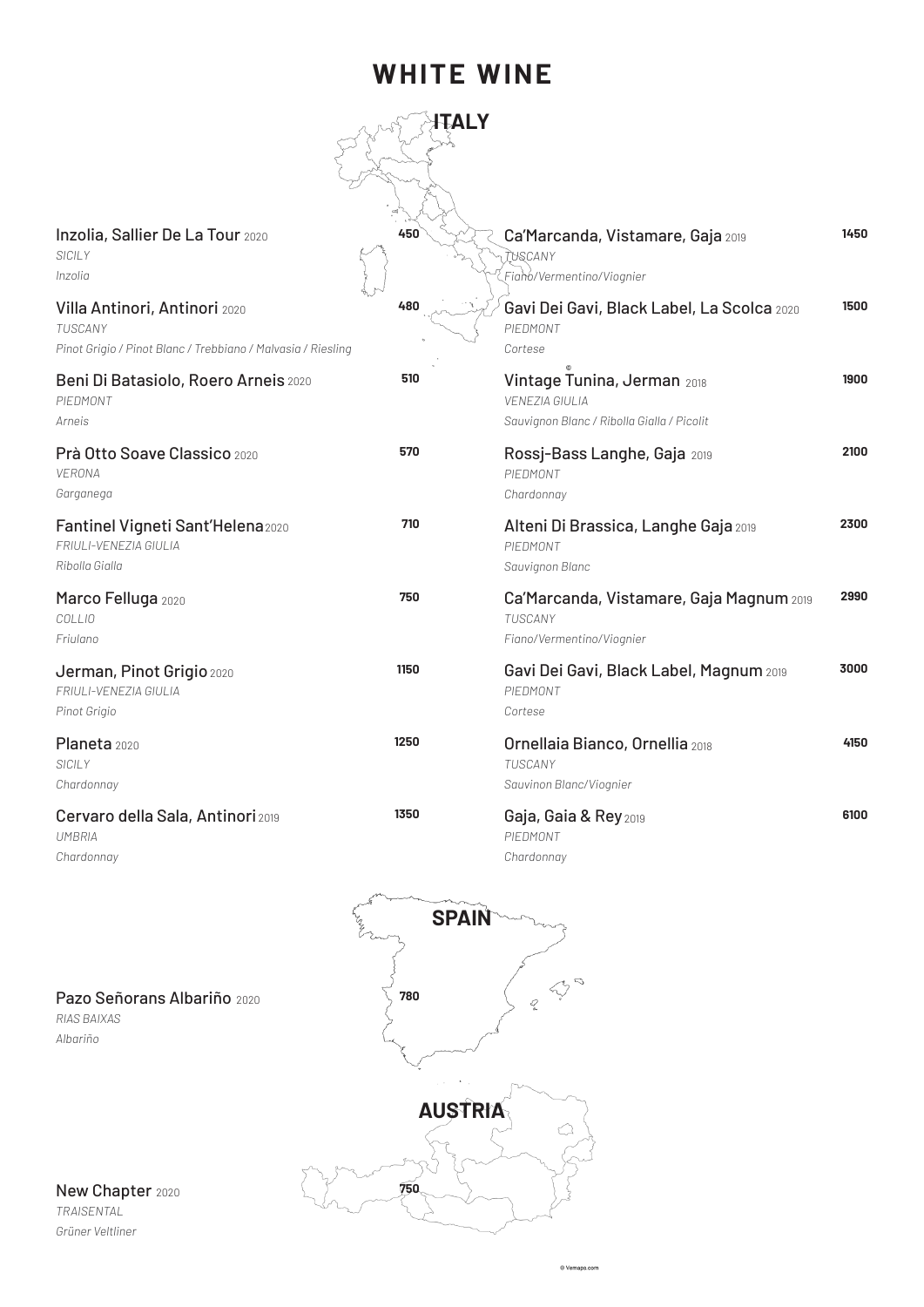# WHITE WINE

## ITALY

| Wine | Region | Grape | Price |
|---|---|---|---|
| Inzolia, Sallier De La Tour 2020 | SICILY | Inzolia | 450 |
| Villa Antinori, Antinori 2020 | TUSCANY | Pinot Grigio / Pinot Blanc / Trebbiano / Malvasia / Riesling | 480 |
| Beni Di Batasiolo, Roero Arneis 2020 | PIEDMONT | Arneis | 510 |
| Prà Otto Soave Classico 2020 | VERONA | Garganega | 570 |
| Fantinel Vigneti Sant'Helena 2020 | FRIULI-VENEZIA GIULIA | Ribolla Gialla | 710 |
| Marco Felluga 2020 | COLLIO | Friulano | 750 |
| Jerman, Pinot Grigio 2020 | FRIULI-VENEZIA GIULIA | Pinot Grigio | 1150 |
| Planeta 2020 | SICILY | Chardonnay | 1250 |
| Cervaro della Sala, Antinori 2019 | UMBRIA | Chardonnay | 1350 |
| Ca'Marcanda, Vistamare, Gaja 2019 | TUSCANY | Fiano/Vermentino/Viognier | 1450 |
| Gavi Dei Gavi, Black Label, La Scolca 2020 | PIEDMONT | Cortese | 1500 |
| Vintage Tunina, Jerman 2018 | VENEZIA GIULIA | Sauvignon Blanc / Ribolla Gialla / Picolit | 1900 |
| Rossj-Bass Langhe, Gaja 2019 | PIEDMONT | Chardonnay | 2100 |
| Alteni Di Brassica, Langhe Gaja 2019 | PIEDMONT | Sauvignon Blanc | 2300 |
| Ca'Marcanda, Vistamare, Gaja Magnum 2019 | TUSCANY | Fiano/Vermentino/Viognier | 2990 |
| Gavi Dei Gavi, Black Label, Magnum 2019 | PIEDMONT | Cortese | 3000 |
| Ornellaia Bianco, Ornellia 2018 | TUSCANY | Sauvinon Blanc/Viognier | 4150 |
| Gaja, Gaia & Rey 2019 | PIEDMONT | Chardonnay | 6100 |

## SPAIN

| Wine | Region | Grape | Price |
|---|---|---|---|
| Pazo Señorans Albariño 2020 | RIAS BAIXAS | Albariño | 780 |

## AUSTRIA

| Wine | Region | Grape | Price |
|---|---|---|---|
| New Chapter 2020 | TRAISENTAL | Grüner Veltliner | 750 |

© Vemaps.com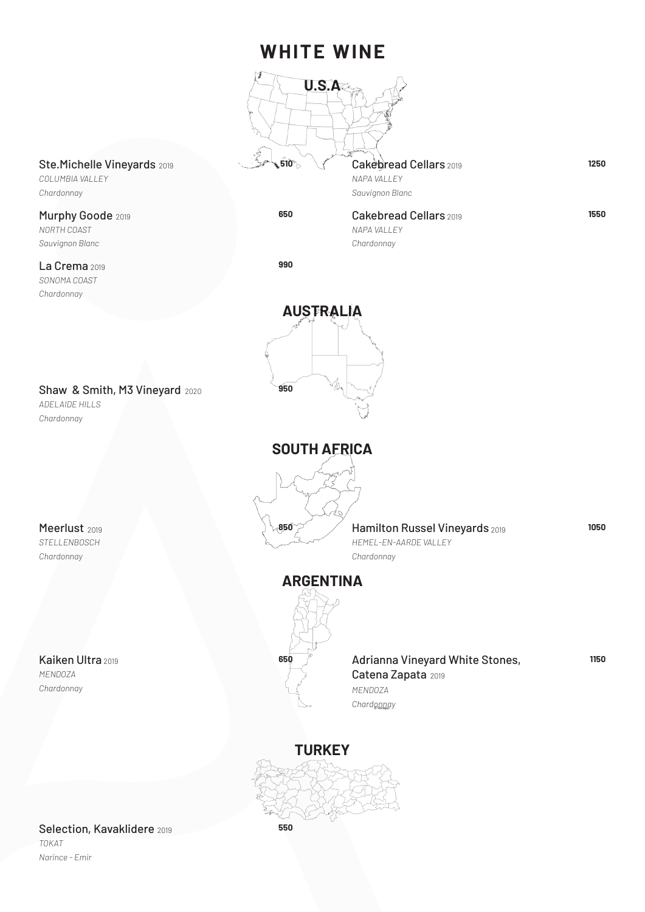# WHITE WINE

## U.S.A

**Ste.Michelle Vineyards** 2019 — **510**
*COLUMBIA VALLEY*
*Chardonnay*

**Murphy Goode** 2019 — **650**
*NORTH COAST*
*Sauvignon Blanc*

**La Crema** 2019 — **990**
*SONOMA COAST*
*Chardonnay*

**Cakebread Cellars** 2019 — **1250**
*NAPA VALLEY*
*Sauvignon Blanc*

**Cakebread Cellars** 2019 — **1550**
*NAPA VALLEY*
*Chardonnay*

## AUSTRALIA

**Shaw & Smith, M3 Vineyard** 2020 — **950**
*ADELAIDE HILLS*
*Chardonnay*

## SOUTH AFRICA

**Meerlust** 2019 — **850**
*STELLENBOSCH*
*Chardonnay*

**Hamilton Russel Vineyards** 2019 — **1050**
*HEMEL-EN-AARDE VALLEY*
*Chardonnay*

## ARGENTINA

**Kaiken Ultra** 2019 — **650**
*MENDOZA*
*Chardonnay*

**Adrianna Vineyard White Stones, Catena Zapata** 2019 — **1150**
*MENDOZA*
*Chardonnay*

## TURKEY

**Selection, Kavaklidere** 2019 — **550**
*TOKAT*
*Narince - Emir*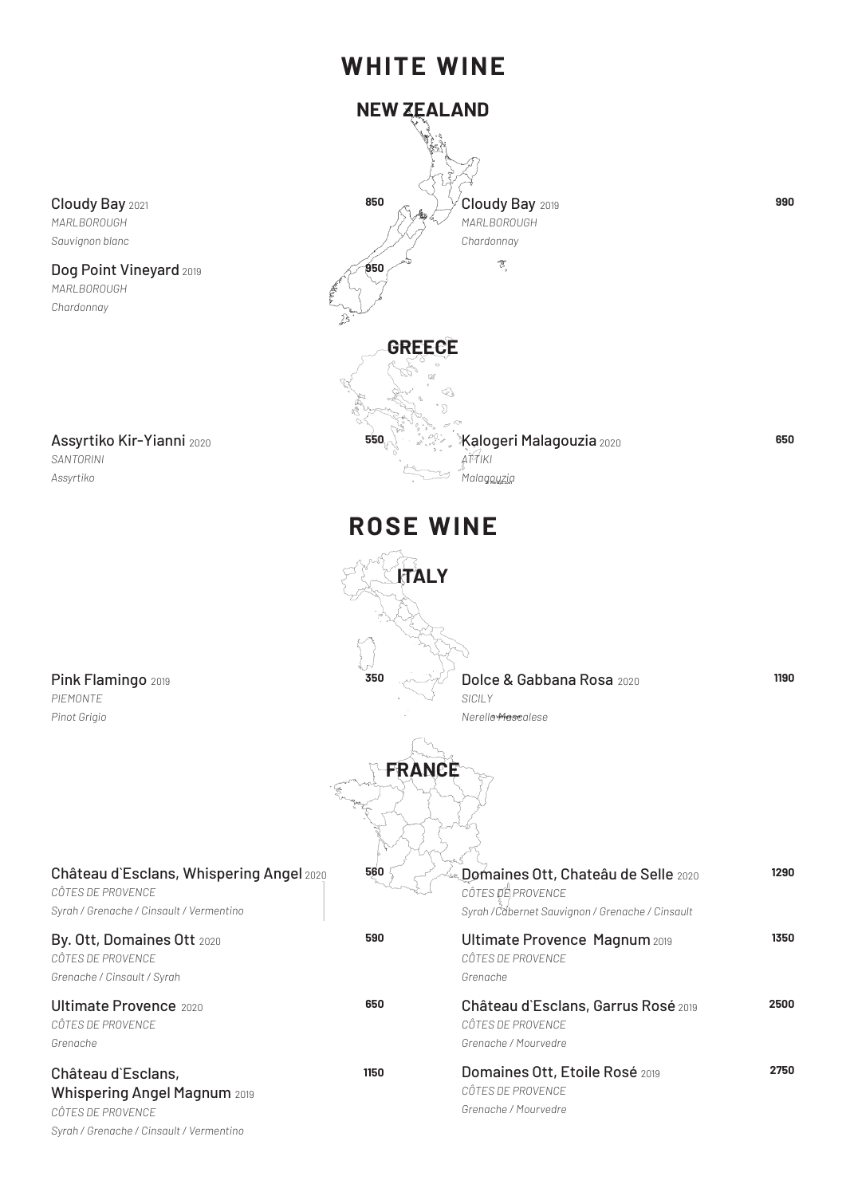# WHITE WINE

## NEW ZEALAND

**Cloudy Bay** 2021 — **850**
*MARLBOROUGH*
*Sauvignon blanc*

**Dog Point Vineyard** 2019 — **950**
*MARLBOROUGH*
*Chardonnay*

**Cloudy Bay** 2019 — **990**
*MARLBOROUGH*
*Chardonnay*

## GREECE

**Assyrtiko Kir-Yianni** 2020 — **550**
*SANTORINI*
*Assyrtiko*

**Kalogeri Malagouzia** 2020 — **650**
*ATTIKI*
*Malagouzia*

# ROSE WINE

## ITALY

**Pink Flamingo** 2019 — **350**
*PIEMONTE*
*Pinot Grigio*

**Dolce & Gabbana Rosa** 2020 — **1190**
*SICILY*
*Nerello Mascalese*

## FRANCE

**Château d`Esclans, Whispering Angel** 2020 — **560**
*CÔTES DE PROVENCE*
*Syrah / Grenache / Cinsault / Vermentino*

**By. Ott, Domaines Ott** 2020 — **590**
*CÔTES DE PROVENCE*
*Grenache / Cinsault / Syrah*

**Ultimate Provence** 2020 — **650**
*CÔTES DE PROVENCE*
*Grenache*

**Château d`Esclans, Whispering Angel Magnum** 2019 — **1150**
*CÔTES DE PROVENCE*
*Syrah / Grenache / Cinsault / Vermentino*

**Domaines Ott, Chateâu de Selle** 2020 — **1290**
*CÔTES DE PROVENCE*
*Syrah / Cabernet Sauvignon / Grenache / Cinsault*

**Ultimate Provence Magnum** 2019 — **1350**
*CÔTES DE PROVENCE*
*Grenache*

**Château d`Esclans, Garrus Rosé** 2019 — **2500**
*CÔTES DE PROVENCE*
*Grenache / Mourvedre*

**Domaines Ott, Etoile Rosé** 2019 — **2750**
*CÔTES DE PROVENCE*
*Grenache / Mourvedre*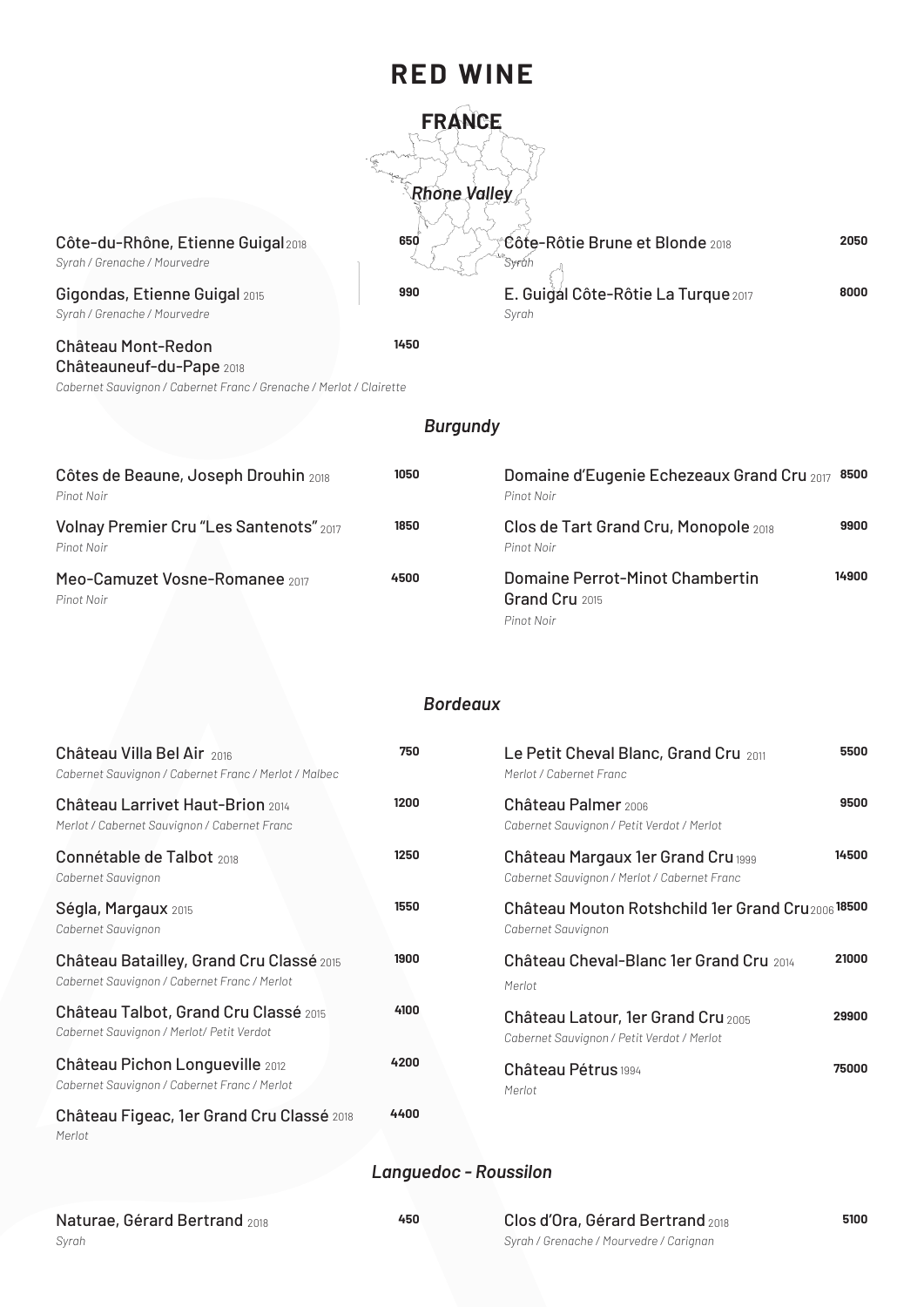# RED WINE

## FRANCE

### *Rhone Valley*

Côte-du-Rhône, Etienne Guigal 2018 — **650**
*Syrah / Grenache / Mourvedre*

Gigondas, Etienne Guigal 2015 — **990**
*Syrah / Grenache / Mourvedre*

Château Mont-Redon Châteauneuf-du-Pape 2018 — **1450**
*Cabernet Sauvignon / Cabernet Franc / Grenache / Merlot / Clairette*

Côte-Rôtie Brune et Blonde 2018 — **2050**
*Syrah*

E. Guigal Côte-Rôtie La Turque 2017 — **8000**
*Syrah*

### *Burgundy*

Côtes de Beaune, Joseph Drouhin 2018 — **1050**
*Pinot Noir*

Volnay Premier Cru "Les Santenots" 2017 — **1850**
*Pinot Noir*

Meo-Camuzet Vosne-Romanee 2017 — **4500**
*Pinot Noir*

Domaine d'Eugenie Echezeaux Grand Cru 2017 — **8500**
*Pinot Noir*

Clos de Tart Grand Cru, Monopole 2018 — **9900**
*Pinot Noir*

Domaine Perrot-Minot Chambertin Grand Cru 2015 — **14900**
*Pinot Noir*

### *Bordeaux*

Château Villa Bel Air 2016 — **750**
*Cabernet Sauvignon / Cabernet Franc / Merlot / Malbec*

Château Larrivet Haut-Brion 2014 — **1200**
*Merlot / Cabernet Sauvignon / Cabernet Franc*

Connétable de Talbot 2018 — **1250**
*Cabernet Sauvignon*

Ségla, Margaux 2015 — **1550**
*Cabernet Sauvignon*

Château Batailley, Grand Cru Classé 2015 — **1900**
*Cabernet Sauvignon / Cabernet Franc / Merlot*

Château Talbot, Grand Cru Classé 2015 — **4100**
*Cabernet Sauvignon / Merlot/ Petit Verdot*

Château Pichon Longueville 2012 — **4200**
*Cabernet Sauvignon / Cabernet Franc / Merlot*

Château Figeac, 1er Grand Cru Classé 2018 — **4400**
*Merlot*

Le Petit Cheval Blanc, Grand Cru 2011 — **5500**
*Merlot / Cabernet Franc*

Château Palmer 2006 — **9500**
*Cabernet Sauvignon / Petit Verdot / Merlot*

Château Margaux 1er Grand Cru 1999 — **14500**
*Cabernet Sauvignon / Merlot / Cabernet Franc*

Château Mouton Rotshchild 1er Grand Cru 2006 — **18500**
*Cabernet Sauvignon*

Château Cheval-Blanc 1er Grand Cru 2014 — **21000**
*Merlot*

Château Latour, 1er Grand Cru 2005 — **29900**
*Cabernet Sauvignon / Petit Verdot / Merlot*

Château Pétrus 1994 — **75000**
*Merlot*

### *Languedoc - Roussilon*

Naturae, Gérard Bertrand 2018 — **450**
*Syrah*

Clos d'Ora, Gérard Bertrand 2018 — **5100**
*Syrah / Grenache / Mourvedre / Carignan*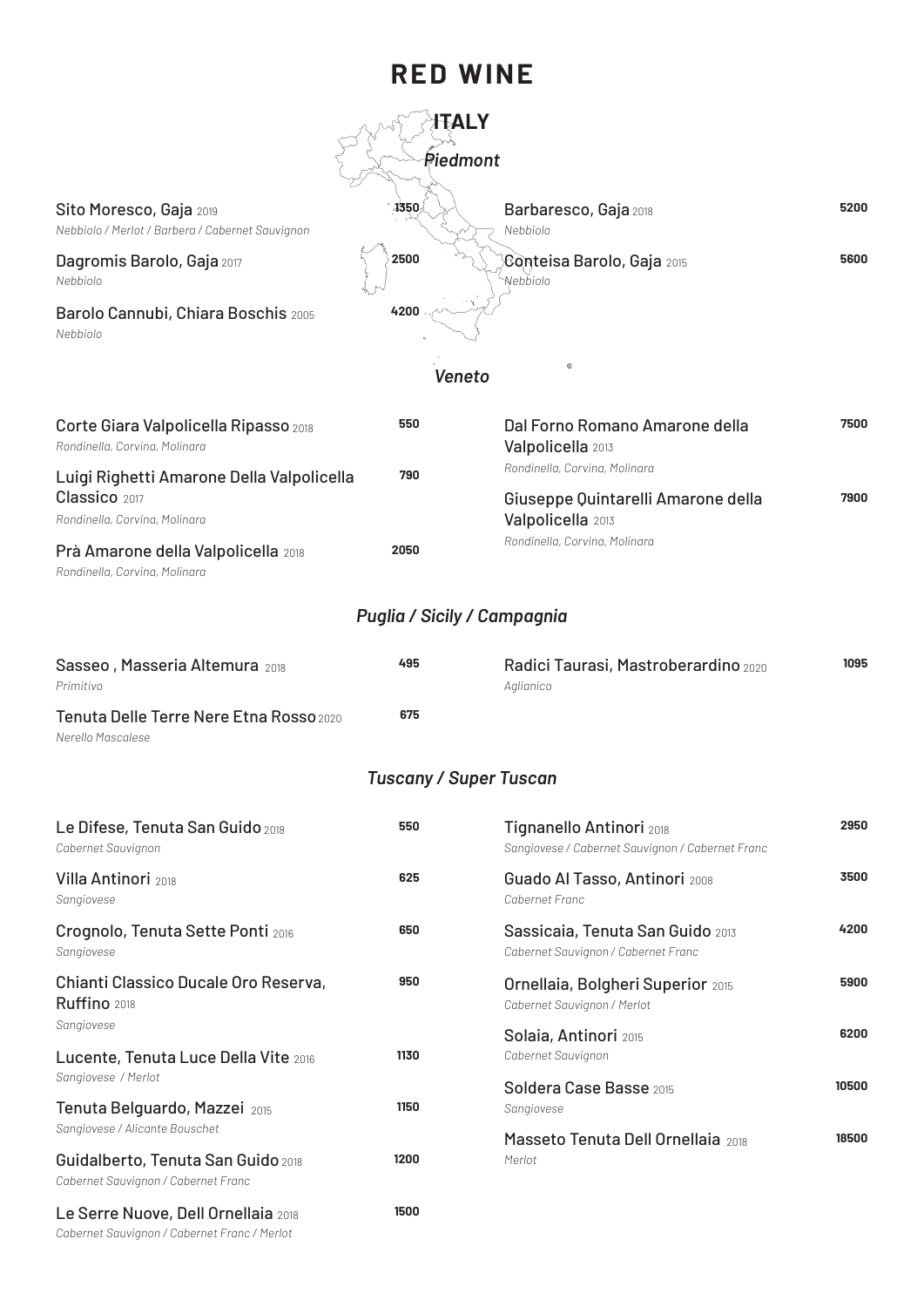# RED WINE

## ITALY

### Piedmont

| Wine | Price |
|---|---|
| Sito Moresco, Gaja 2019<br>*Nebbiolo / Merlot / Barbera / Cabernet Sauvignon* | 1350 |
| Dagromis Barolo, Gaja 2017<br>*Nebbiolo* | 2500 |
| Barolo Cannubi, Chiara Boschis 2005<br>*Nebbiolo* | 4200 |
| Barbaresco, Gaja 2018<br>*Nebbiolo* | 5200 |
| Conteisa Barolo, Gaja 2015<br>*Nebbiolo* | 5600 |

### Veneto

| Wine | Price |
|---|---|
| Corte Giara Valpolicella Ripasso 2018<br>*Rondinella, Corvina, Molinara* | 550 |
| Luigi Righetti Amarone Della Valpolicella Classico 2017<br>*Rondinella, Corvina, Molinara* | 790 |
| Prà Amarone della Valpolicella 2018<br>*Rondinella, Corvina, Molinara* | 2050 |
| Dal Forno Romano Amarone della Valpolicella 2013<br>*Rondinella, Corvina, Molinara* | 7500 |
| Giuseppe Quintarelli Amarone della Valpolicella 2013<br>*Rondinella, Corvina, Molinara* | 7900 |

### Puglia / Sicily / Campagnia

| Wine | Price |
|---|---|
| Sasseo , Masseria Altemura 2018<br>*Primitivo* | 495 |
| Tenuta Delle Terre Nere Etna Rosso 2020<br>*Nerello Mascalese* | 675 |
| Radici Taurasi, Mastroberardino 2020<br>*Aglianico* | 1095 |

### Tuscany / Super Tuscan

| Wine | Price |
|---|---|
| Le Difese, Tenuta San Guido 2018<br>*Cabernet Sauvignon* | 550 |
| Villa Antinori 2018<br>*Sangiovese* | 625 |
| Crognolo, Tenuta Sette Ponti 2016<br>*Sangiovese* | 650 |
| Chianti Classico Ducale Oro Reserva, Ruffino 2018<br>*Sangiovese* | 950 |
| Lucente, Tenuta Luce Della Vite 2016<br>*Sangiovese / Merlot* | 1130 |
| Tenuta Belguardo, Mazzei 2015<br>*Sangiovese / Alicante Bouschet* | 1150 |
| Guidalberto, Tenuta San Guido 2018<br>*Cabernet Sauvignon / Cabernet Franc* | 1200 |
| Le Serre Nuove, Dell Ornellaia 2018<br>*Cabernet Sauvignon / Cabernet Franc / Merlot* | 1500 |
| Tignanello Antinori 2018<br>*Sangiovese / Cabernet Sauvignon / Cabernet Franc* | 2950 |
| Guado Al Tasso, Antinori 2008<br>*Cabernet Franc* | 3500 |
| Sassicaia, Tenuta San Guido 2013<br>*Cabernet Sauvignon / Cabernet Franc* | 4200 |
| Ornellaia, Bolgheri Superior 2015<br>*Cabernet Sauvignon / Merlot* | 5900 |
| Solaia, Antinori 2015<br>*Cabernet Sauvignon* | 6200 |
| Soldera Case Basse 2015<br>*Sangiovese* | 10500 |
| Masseto Tenuta Dell Ornellaia 2018<br>*Merlot* | 18500 |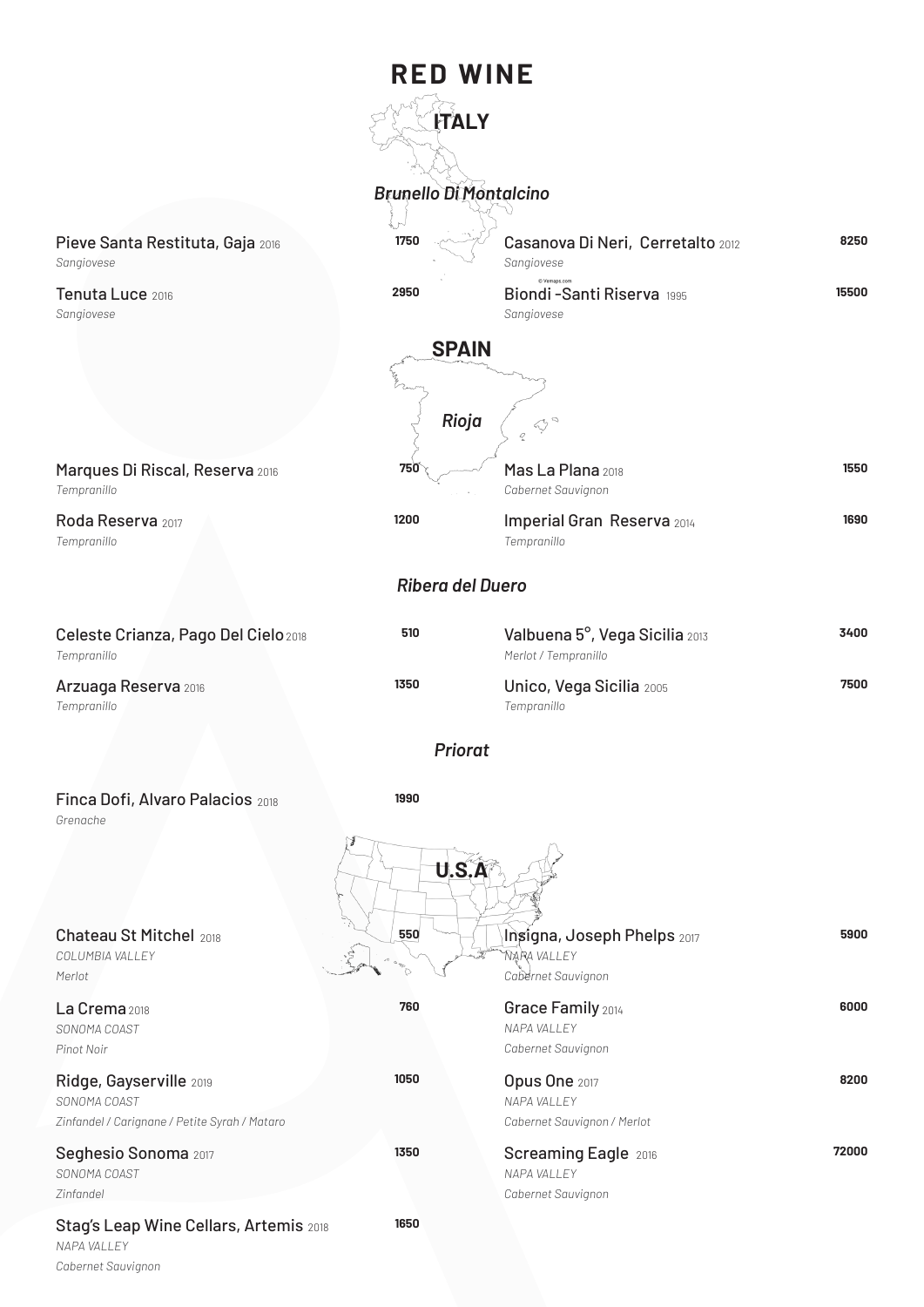# RED WINE

## ITALY

### *Brunello Di Montalcino*

Pieve Santa Restituta, Gaja 2016 — **1750**
*Sangiovese*

Tenuta Luce 2016 — **2950**
*Sangiovese*

Casanova Di Neri, Cerretalto 2012 — **8250**
*Sangiovese*

Biondi -Santi Riserva 1995 — **15500**
*Sangiovese*

## SPAIN

### *Rioja*

Marques Di Riscal, Reserva 2016 — **750**
*Tempranillo*

Roda Reserva 2017 — **1200**
*Tempranillo*

Mas La Plana 2018 — **1550**
*Cabernet Sauvignon*

Imperial Gran Reserva 2014 — **1690**
*Tempranillo*

### *Ribera del Duero*

Celeste Crianza, Pago Del Cielo 2018 — **510**
*Tempranillo*

Arzuaga Reserva 2016 — **1350**
*Tempranillo*

Valbuena 5°, Vega Sicilia 2013 — **3400**
*Merlot / Tempranillo*

Unico, Vega Sicilia 2005 — **7500**
*Tempranillo*

### *Priorat*

Finca Dofi, Alvaro Palacios 2018 — **1990**
*Grenache*

## U.S.A

Chateau St Mitchel 2018 — **550**
*COLUMBIA VALLEY*
*Merlot*

La Crema 2018 — **760**
*SONOMA COAST*
*Pinot Noir*

Ridge, Gayserville 2019 — **1050**
*SONOMA COAST*
*Zinfandel / Carignane / Petite Syrah / Mataro*

Seghesio Sonoma 2017 — **1350**
*SONOMA COAST*
*Zinfandel*

Stag's Leap Wine Cellars, Artemis 2018 — **1650**
*NAPA VALLEY*
*Cabernet Sauvignon*

Insignia, Joseph Phelps 2017 — **5900**
*NAPA VALLEY*
*Cabernet Sauvignon*

Grace Family 2014 — **6000**
*NAPA VALLEY*
*Cabernet Sauvignon*

Opus One 2017 — **8200**
*NAPA VALLEY*
*Cabernet Sauvignon / Merlot*

Screaming Eagle 2016 — **72000**
*NAPA VALLEY*
*Cabernet Sauvignon*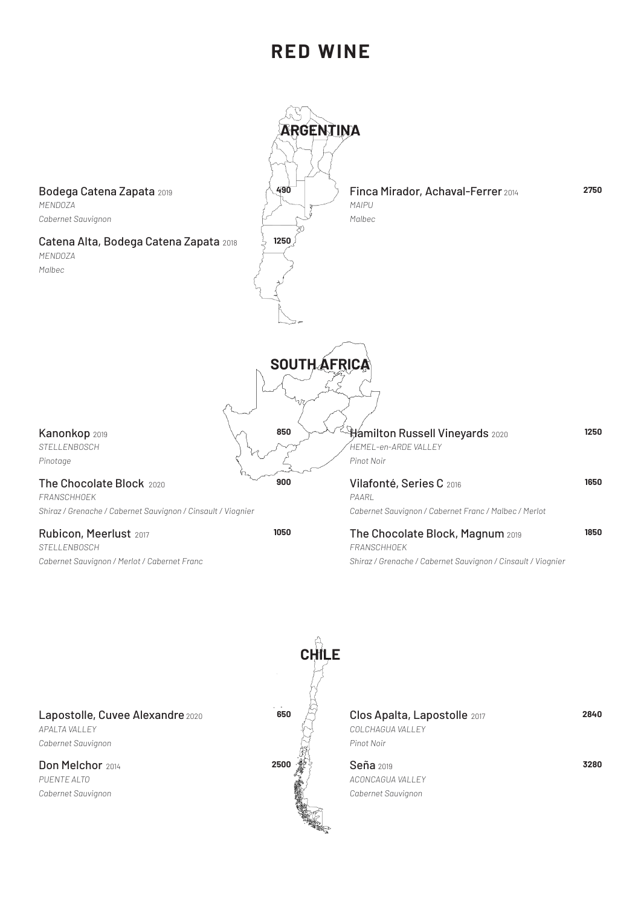# RED WINE

## ARGENTINA

**Bodega Catena Zapata** 2019 — **490**
*MENDOZA*
*Cabernet Sauvignon*

**Catena Alta, Bodega Catena Zapata** 2018 — **1250**
*MENDOZA*
*Malbec*

**Finca Mirador, Achaval-Ferrer** 2014 — **2750**
*MAIPU*
*Malbec*

## SOUTH AFRICA

**Kanonkop** 2019 — **850**
*STELLENBOSCH*
*Pinotage*

**The Chocolate Block** 2020 — **900**
*FRANSCHHOEK*
*Shiraz / Grenache / Cabernet Sauvignon / Cinsault / Viognier*

**Rubicon, Meerlust** 2017 — **1050**
*STELLENBOSCH*
*Cabernet Sauvignon / Merlot / Cabernet Franc*

**Hamilton Russell Vineyards** 2020 — **1250**
*HEMEL-en-ARDE VALLEY*
*Pinot Noir*

**Vilafonté, Series C** 2016 — **1650**
*PAARL*
*Cabernet Sauvignon / Cabernet Franc / Malbec / Merlot*

**The Chocolate Block, Magnum** 2019 — **1850**
*FRANSCHHOEK*
*Shiraz / Grenache / Cabernet Sauvignon / Cinsault / Viognier*

## CHILE

**Lapostolle, Cuvee Alexandre** 2020 — **650**
*APALTA VALLEY*
*Cabernet Sauvignon*

**Don Melchor** 2014 — **2500**
*PUENTE ALTO*
*Cabernet Sauvignon*

**Clos Apalta, Lapostolle** 2017 — **2840**
*COLCHAGUA VALLEY*
*Pinot Noir*

**Seña** 2019 — **3280**
*ACONCAGUA VALLEY*
*Cabernet Sauvignon*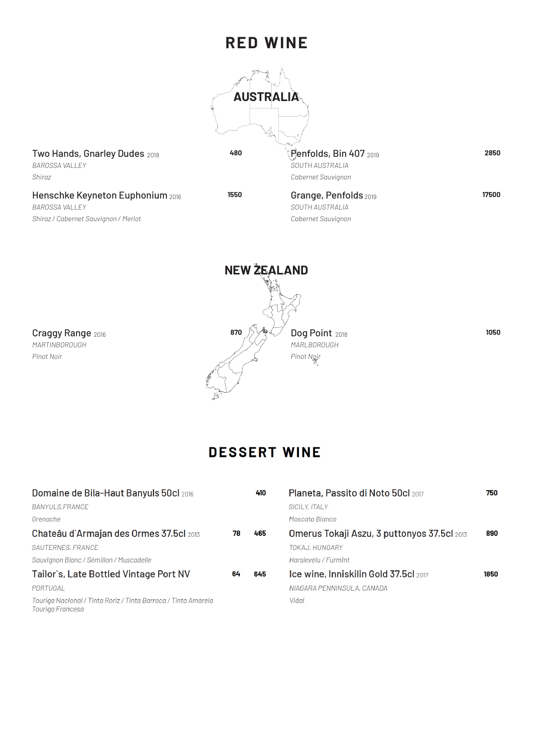# RED WINE

## AUSTRALIA

**Two Hands, Gnarley Dudes** 2018 — **480**
*BAROSSA VALLEY*
*Shiraz*

**Henschke Keyneton Euphonium** 2016 — **1550**
*BAROSSA VALLEY*
*Shiraz / Cabernet Sauvignon / Merlot*

**Penfolds, Bin 407** 2019 — **2850**
*SOUTH AUSTRALIA*
*Cabernet Sauvignon*

**Grange, Penfolds** 2019 — **17500**
*SOUTH AUSTRALIA*
*Cabernet Sauvignon*

## NEW ZEALAND

**Craggy Range** 2016 — **870**
*MARTINBOROUGH*
*Pinot Noir*

**Dog Point** 2018 — **1050**
*MARLBOROUGH*
*Pinot Noir*

# DESSERT WINE

**Domaine de Bila-Haut Banyuls 50cl** 2016 — **410**
*BANYULS,FRANCE*
*Grenache*

**Chateâu d`Armajan des Ormes 37.5cl** 2013 — **78** **465**
*SAUTERNES, FRANCE*
*Sauvignon Blanc / Sémillon / Muscadelle*

**Tailor`s, Late Bottled Vintage Port NV** — **64** **645**
*PORTUGAL*
*Touriga Nacional / Tinta Roriz / Tinta Barroca / Tinta Amarela Touriga Francesa*

**Planeta, Passito di Noto 50cl** 2017 — **750**
*SICILY, ITALY*
*Moscato Bianco*

**Omerus Tokaji Aszu, 3 puttonyos 37.5cl** 2013 — **890**
*TOKAJ, HUNGARY*
*Harslevelu / Furmint*

**Ice wine, Inniskilin Gold 37.5cl** 2017 — **1850**
*NIAGARA PENNINSULA, CANADA*
*Vidal*